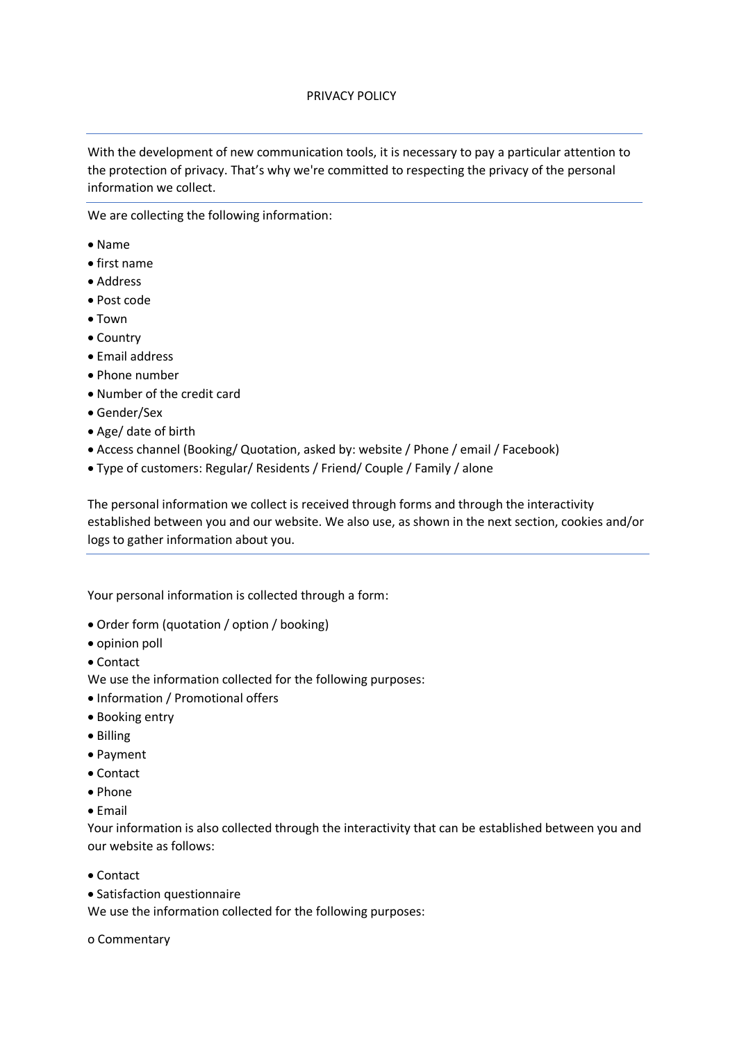# PRIVACY POLICY

With the development of new communication tools, it is necessary to pay a particular attention to the protection of privacy. That's why we're committed to respecting the privacy of the personal information we collect.

We are collecting the following information:

- Name
- first name
- Address
- Post code
- Town
- Country
- Email address
- Phone number
- Number of the credit card
- Gender/Sex
- Age/ date of birth
- Access channel (Booking/ Quotation, asked by: website / Phone / email / Facebook)
- Type of customers: Regular/ Residents / Friend/ Couple / Family / alone

The personal information we collect is received through forms and through the interactivity established between you and our website. We also use, as shown in the next section, cookies and/or logs to gather information about you.

Your personal information is collected through a form:

- Order form (quotation / option / booking)
- opinion poll
- Contact

We use the information collected for the following purposes:

- Information / Promotional offers
- Booking entry
- Billing
- Payment
- Contact
- Phone
- Email

Your information is also collected through the interactivity that can be established between you and our website as follows:

- Contact
- Satisfaction questionnaire

We use the information collected for the following purposes:

o Commentary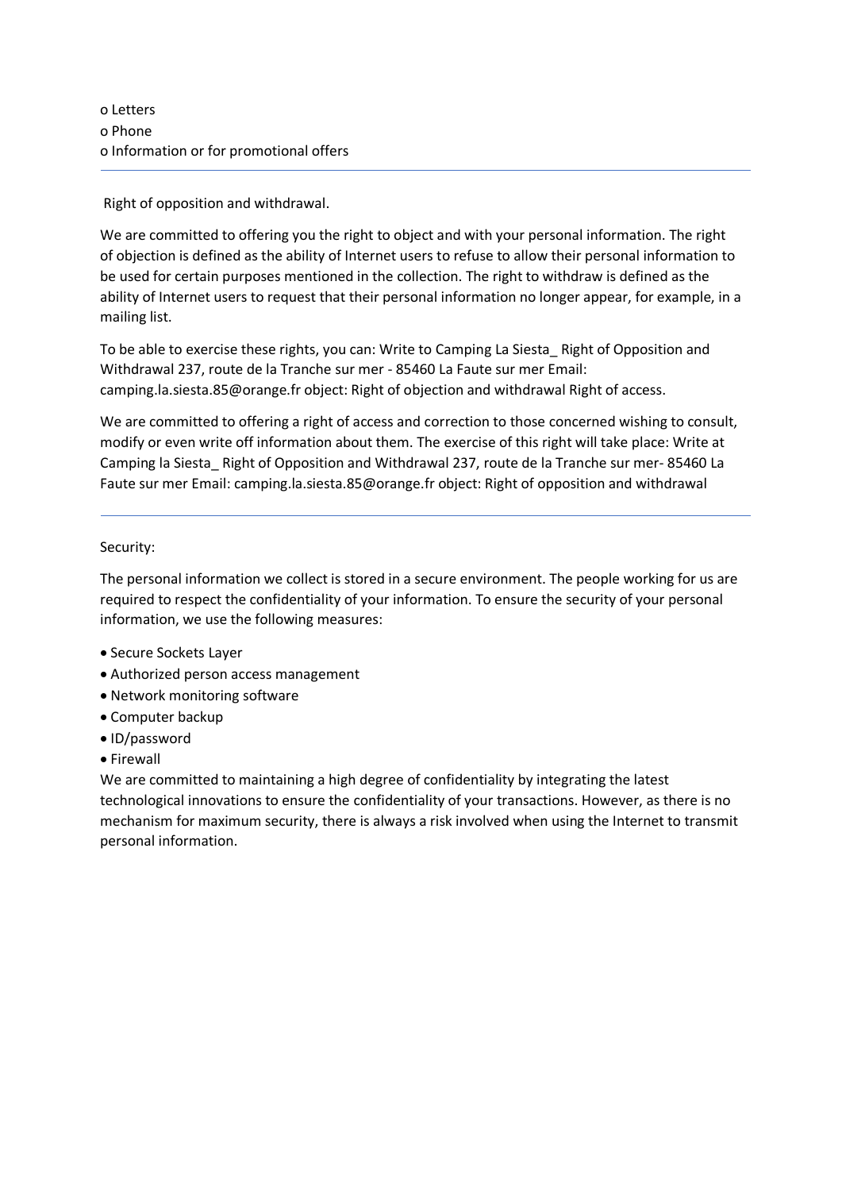- Letters
- Phone
- Information or for promotional offers

---

Right of opposition and withdrawal.

We are committed to offering you the right to object and with your personal information. The right of objection is defined as the ability of Internet users to refuse to allow their personal information to be used for certain purposes mentioned in the collection. The right to withdraw is defined as the ability of Internet users to request that their personal information no longer appear, for example, in a mailing list.

To be able to exercise these rights, you can: Write to Camping La Siesta_ Right of Opposition and Withdrawal 237, route de la Tranche sur mer - 85460 La Faute sur mer Email: camping.la.siesta.85@orange.fr object: Right of objection and withdrawal Right of access.

We are committed to offering a right of access and correction to those concerned wishing to consult, modify or even write off information about them. The exercise of this right will take place: Write at Camping la Siesta_ Right of Opposition and Withdrawal 237, route de la Tranche sur mer- 85460 La Faute sur mer Email: camping.la.siesta.85@orange.fr object: Right of opposition and withdrawal

---

Security:

The personal information we collect is stored in a secure environment. The people working for us are required to respect the confidentiality of your information. To ensure the security of your personal information, we use the following measures:

- Secure Sockets Layer
- Authorized person access management
- Network monitoring software
- Computer backup
- ID/password
- Firewall

We are committed to maintaining a high degree of confidentiality by integrating the latest technological innovations to ensure the confidentiality of your transactions. However, as there is no mechanism for maximum security, there is always a risk involved when using the Internet to transmit personal information.